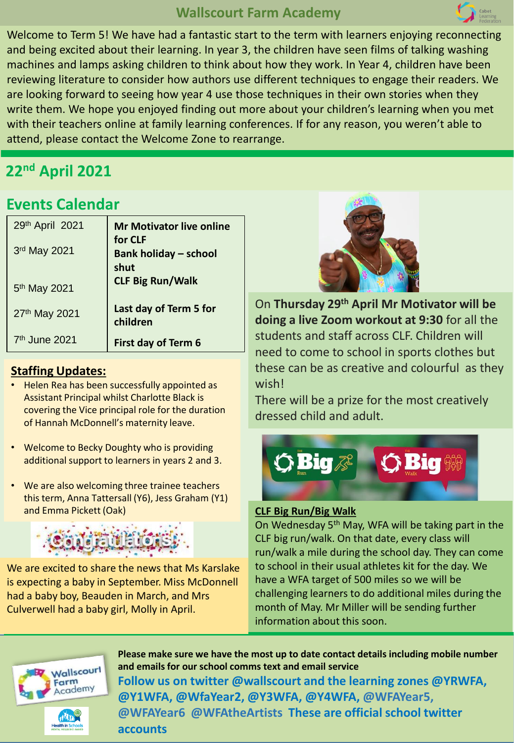# Wallscourt Farm Academy

Welcome to Term 5! We have had a fantastic start to the term with learners enjoying reconnecting and being excited about their learning. In year 3, the children have seen films of talking washing machines and lamps asking children to think about how they work. In Year 4, children have been reviewing literature to consider how authors use different techniques to engage their readers. We are looking forward to seeing how year 4 use those techniques in their own stories when they write them. We hope you enjoyed finding out more about your children's learning when you met with their teachers online at family learning conferences. If for any reason, you weren't able to attend, please contact the Welcome Zone to rearrange.

## 22nd April 2021

## Events Calendar

| Date | Event |
|---|---|
| 29th April 2021 | **Mr Motivator live online for CLF** |
| 3rd May 2021 | **Bank holiday – school shut** |
| 5th May 2021 | **CLF Big Run/Walk** |
| 27th May 2021 | **Last day of Term 5 for children** |
| 7th June 2021 | **First day of Term 6** |

### Staffing Updates:

- Helen Rea has been successfully appointed as Assistant Principal whilst Charlotte Black is covering the Vice principal role for the duration of Hannah McDonnell's maternity leave.
- Welcome to Becky Doughty who is providing additional support to learners in years 2 and 3.
- We are also welcoming three trainee teachers this term, Anna Tattersall (Y6), Jess Graham (Y1) and Emma Pickett (Oak)

**Congratulations!**

We are excited to share the news that Ms Karslake is expecting a baby in September. Miss McDonnell had a baby boy, Beauden in March, and Mrs Culverwell had a baby girl, Molly in April.

On **Thursday 29th April Mr Motivator will be doing a live Zoom workout at 9:30** for all the students and staff across CLF. Children will need to come to school in sports clothes but these can be as creative and colourful as they wish!

There will be a prize for the most creatively dressed child and adult.

### CLF Big Run/Big Walk

On Wednesday 5th May, WFA will be taking part in the CLF big run/walk. On that date, every class will run/walk a mile during the school day. They can come to school in their usual athletes kit for the day. We have a WFA target of 500 miles so we will be challenging learners to do additional miles during the month of May. Mr Miller will be sending further information about this soon.

**Please make sure we have the most up to date contact details including mobile number and emails for our school comms text and email service**

**Follow us on twitter @wallscourt and the learning zones @YRWFA, @Y1WFA, @WfaYear2, @Y3WFA, @Y4WFA, @WFAYear5, @WFAYear6 @WFAtheArtists These are official school twitter accounts**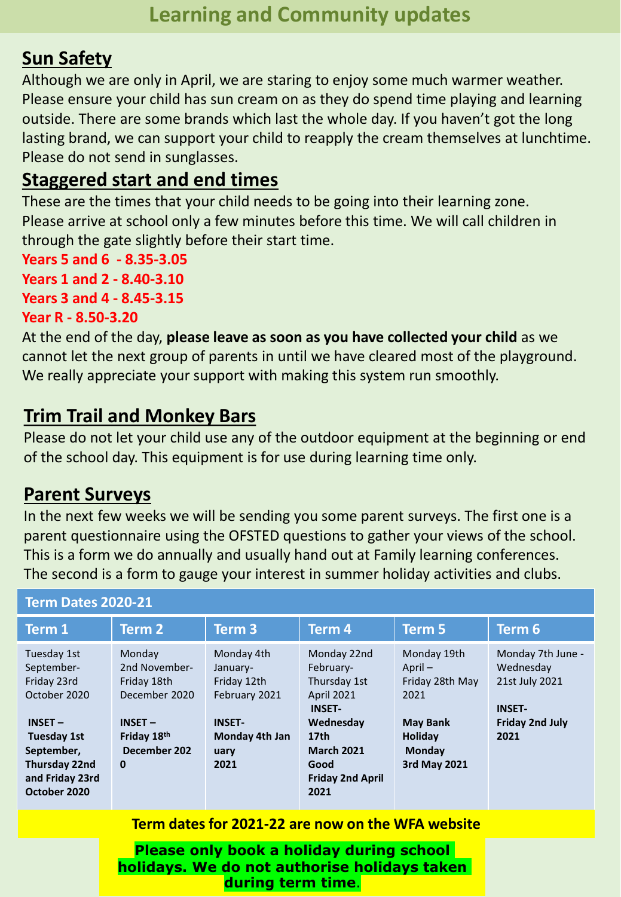# Learning and Community updates

## Sun Safety

Although we are only in April, we are staring to enjoy some much warmer weather. Please ensure your child has sun cream on as they do spend time playing and learning outside. There are some brands which last the whole day. If you haven't got the long lasting brand, we can support your child to reapply the cream themselves at lunchtime. Please do not send in sunglasses.

## Staggered start and end times

These are the times that your child needs to be going into their learning zone. Please arrive at school only a few minutes before this time. We will call children in through the gate slightly before their start time.

**Years 5 and 6 - 8.35-3.05**
**Years 1 and 2 - 8.40-3.10**
**Years 3 and 4 - 8.45-3.15**
**Year R - 8.50-3.20**

At the end of the day, **please leave as soon as you have collected your child** as we cannot let the next group of parents in until we have cleared most of the playground. We really appreciate your support with making this system run smoothly.

## Trim Trail and Monkey Bars

Please do not let your child use any of the outdoor equipment at the beginning or end of the school day. This equipment is for use during learning time only.

## Parent Surveys

In the next few weeks we will be sending you some parent surveys. The first one is a parent questionnaire using the OFSTED questions to gather your views of the school. This is a form we do annually and usually hand out at Family learning conferences. The second is a form to gauge your interest in summer holiday activities and clubs.

**Term Dates 2020-21**

| Term 1 | Term 2 | Term 3 | Term 4 | Term 5 | Term 6 |
|---|---|---|---|---|---|
| Tuesday 1st September- Friday 23rd October 2020<br><br>**INSET – Tuesday 1st September, Thursday 22nd and Friday 23rd October 2020** | Monday 2nd November- Friday 18th December 2020<br><br>**INSET – Friday 18th December 2020** | Monday 4th January- Friday 12th February 2021<br><br>**INSET- Monday 4th January 2021** | Monday 22nd February- Thursday 1st April 2021<br>**INSET- Wednesday 17th March 2021 Good Friday 2nd April 2021** | Monday 19th April – Friday 28th May 2021<br><br>**May Bank Holiday Monday 3rd May 2021** | Monday 7th June - Wednesday 21st July 2021<br><br>**INSET- Friday 2nd July 2021** |

**Term dates for 2021-22 are now on the WFA website**

**Please only book a holiday during school holidays. We do not authorise holidays taken during term time.**